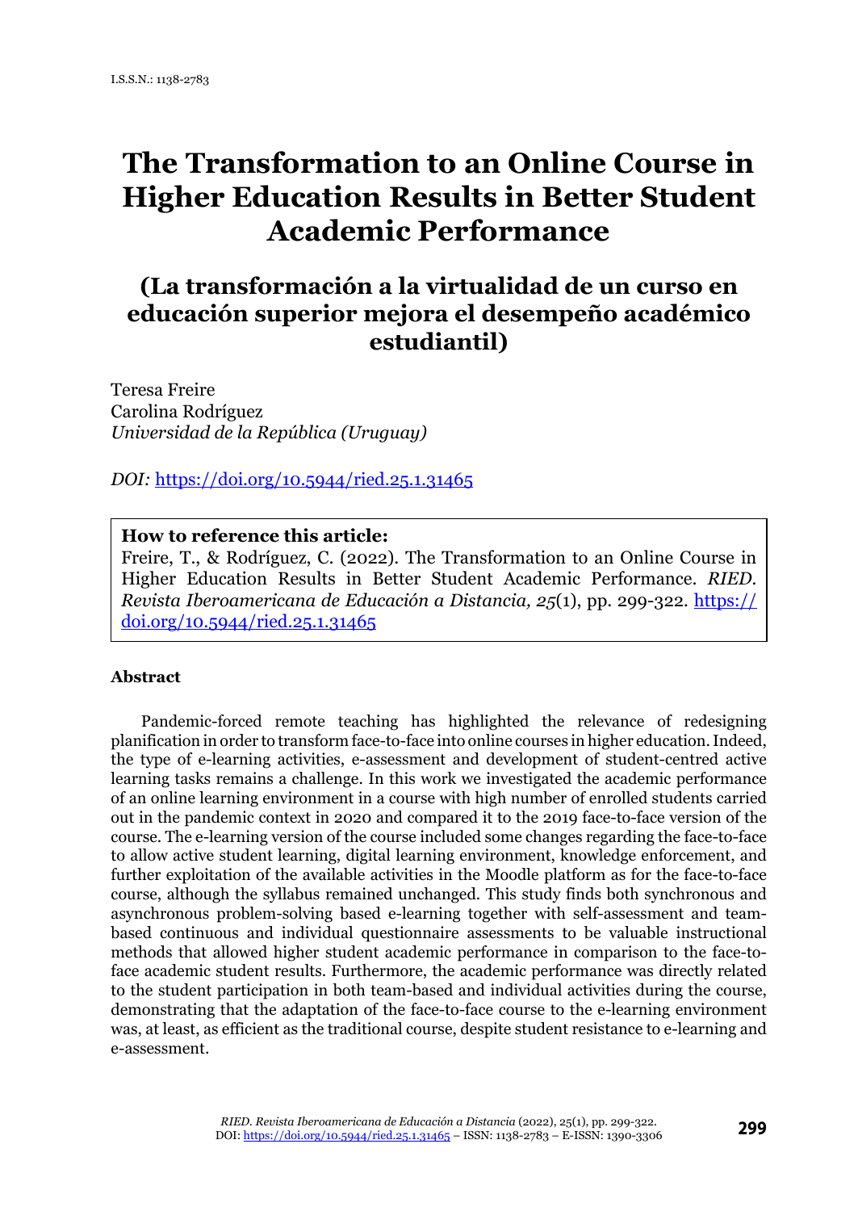I.S.S.N.: 1138-2783

# The Transformation to an Online Course in Higher Education Results in Better Student Academic Performance

## (La transformación a la virtualidad de un curso en educación superior mejora el desempeño académico estudiantil)

Teresa Freire
Carolina Rodríguez
*Universidad de la República (Uruguay)*

*DOI:* https://doi.org/10.5944/ried.25.1.31465

**How to reference this article:**
Freire, T., & Rodríguez, C. (2022). The Transformation to an Online Course in Higher Education Results in Better Student Academic Performance. *RIED. Revista Iberoamericana de Educación a Distancia, 25*(1), pp. 299-322. https://doi.org/10.5944/ried.25.1.31465

**Abstract**

Pandemic-forced remote teaching has highlighted the relevance of redesigning planification in order to transform face-to-face into online courses in higher education. Indeed, the type of e-learning activities, e-assessment and development of student-centred active learning tasks remains a challenge. In this work we investigated the academic performance of an online learning environment in a course with high number of enrolled students carried out in the pandemic context in 2020 and compared it to the 2019 face-to-face version of the course. The e-learning version of the course included some changes regarding the face-to-face to allow active student learning, digital learning environment, knowledge enforcement, and further exploitation of the available activities in the Moodle platform as for the face-to-face course, although the syllabus remained unchanged. This study finds both synchronous and asynchronous problem-solving based e-learning together with self-assessment and team-based continuous and individual questionnaire assessments to be valuable instructional methods that allowed higher student academic performance in comparison to the face-to-face academic student results. Furthermore, the academic performance was directly related to the student participation in both team-based and individual activities during the course, demonstrating that the adaptation of the face-to-face course to the e-learning environment was, at least, as efficient as the traditional course, despite student resistance to e-learning and e-assessment.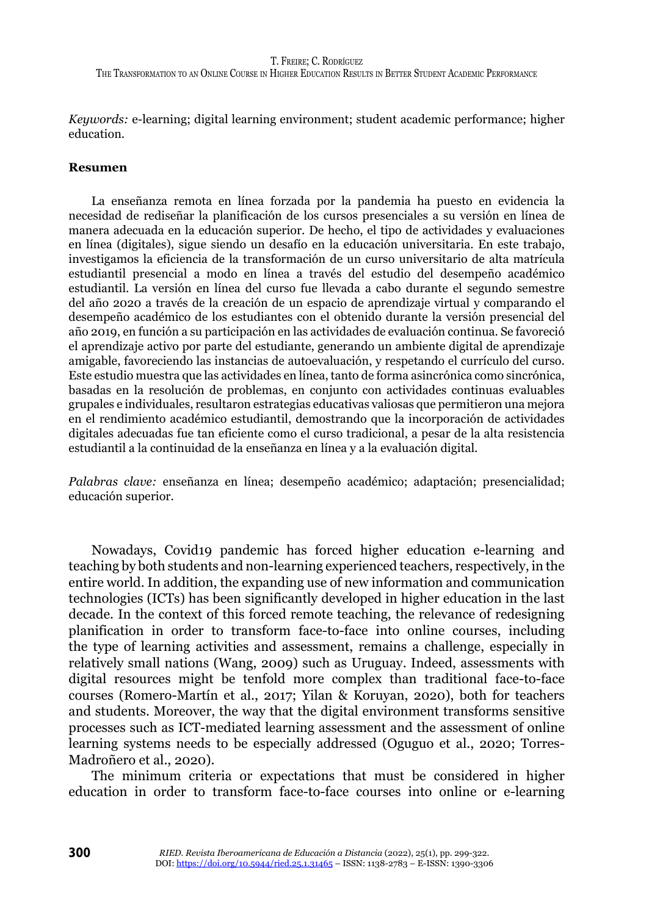*Keywords:* e-learning; digital learning environment; student academic performance; higher education.

**Resumen**

La enseñanza remota en línea forzada por la pandemia ha puesto en evidencia la necesidad de rediseñar la planificación de los cursos presenciales a su versión en línea de manera adecuada en la educación superior. De hecho, el tipo de actividades y evaluaciones en línea (digitales), sigue siendo un desafío en la educación universitaria. En este trabajo, investigamos la eficiencia de la transformación de un curso universitario de alta matrícula estudiantil presencial a modo en línea a través del estudio del desempeño académico estudiantil. La versión en línea del curso fue llevada a cabo durante el segundo semestre del año 2020 a través de la creación de un espacio de aprendizaje virtual y comparando el desempeño académico de los estudiantes con el obtenido durante la versión presencial del año 2019, en función a su participación en las actividades de evaluación continua. Se favoreció el aprendizaje activo por parte del estudiante, generando un ambiente digital de aprendizaje amigable, favoreciendo las instancias de autoevaluación, y respetando el currículo del curso. Este estudio muestra que las actividades en línea, tanto de forma asincrónica como sincrónica, basadas en la resolución de problemas, en conjunto con actividades continuas evaluables grupales e individuales, resultaron estrategias educativas valiosas que permitieron una mejora en el rendimiento académico estudiantil, demostrando que la incorporación de actividades digitales adecuadas fue tan eficiente como el curso tradicional, a pesar de la alta resistencia estudiantil a la continuidad de la enseñanza en línea y a la evaluación digital.

*Palabras clave:* enseñanza en línea; desempeño académico; adaptación; presencialidad; educación superior.

Nowadays, Covid19 pandemic has forced higher education e-learning and teaching by both students and non-learning experienced teachers, respectively, in the entire world. In addition, the expanding use of new information and communication technologies (ICTs) has been significantly developed in higher education in the last decade. In the context of this forced remote teaching, the relevance of redesigning planification in order to transform face-to-face into online courses, including the type of learning activities and assessment, remains a challenge, especially in relatively small nations (Wang, 2009) such as Uruguay. Indeed, assessments with digital resources might be tenfold more complex than traditional face-to-face courses (Romero-Martín et al., 2017; Yilan & Koruyan, 2020), both for teachers and students. Moreover, the way that the digital environment transforms sensitive processes such as ICT-mediated learning assessment and the assessment of online learning systems needs to be especially addressed (Oguguo et al., 2020; Torres-Madroñero et al., 2020).

The minimum criteria or expectations that must be considered in higher education in order to transform face-to-face courses into online or e-learning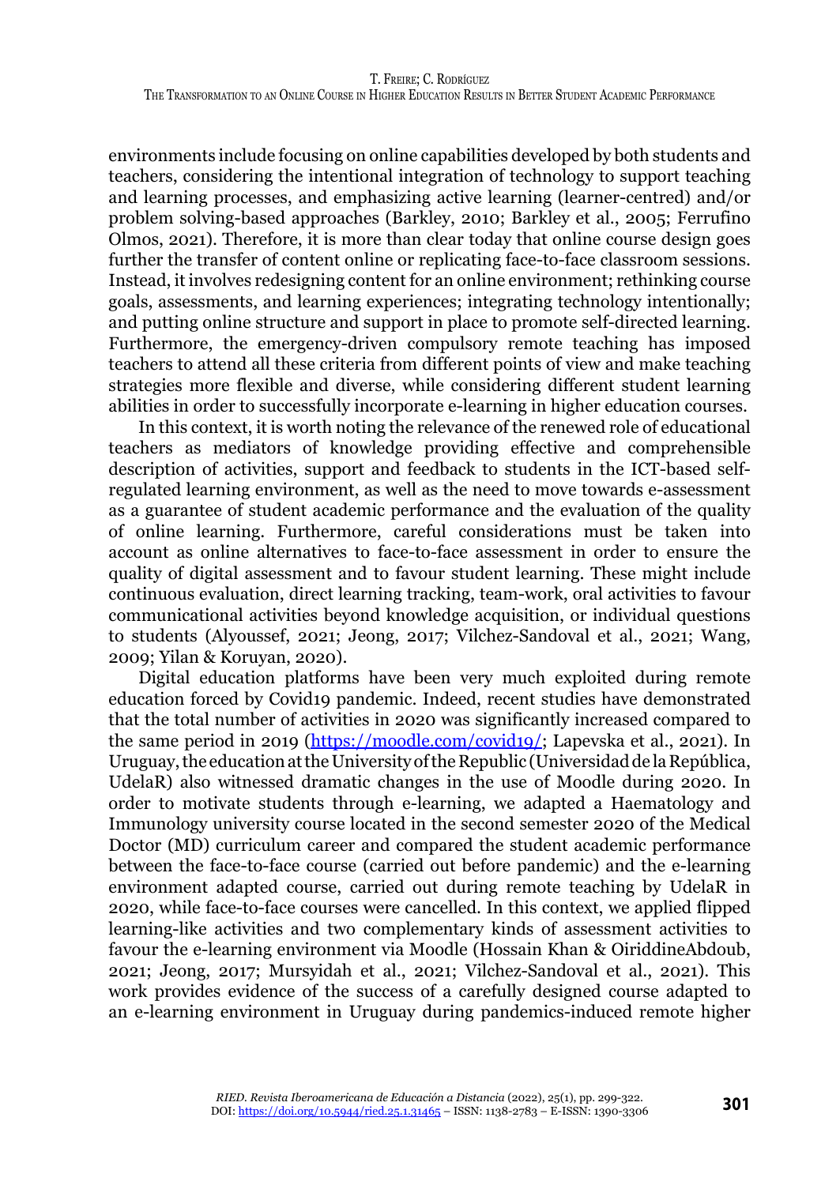environments include focusing on online capabilities developed by both students and teachers, considering the intentional integration of technology to support teaching and learning processes, and emphasizing active learning (learner-centred) and/or problem solving-based approaches (Barkley, 2010; Barkley et al., 2005; Ferrufino Olmos, 2021). Therefore, it is more than clear today that online course design goes further the transfer of content online or replicating face-to-face classroom sessions. Instead, it involves redesigning content for an online environment; rethinking course goals, assessments, and learning experiences; integrating technology intentionally; and putting online structure and support in place to promote self-directed learning. Furthermore, the emergency-driven compulsory remote teaching has imposed teachers to attend all these criteria from different points of view and make teaching strategies more flexible and diverse, while considering different student learning abilities in order to successfully incorporate e-learning in higher education courses.

In this context, it is worth noting the relevance of the renewed role of educational teachers as mediators of knowledge providing effective and comprehensible description of activities, support and feedback to students in the ICT-based self-regulated learning environment, as well as the need to move towards e-assessment as a guarantee of student academic performance and the evaluation of the quality of online learning. Furthermore, careful considerations must be taken into account as online alternatives to face-to-face assessment in order to ensure the quality of digital assessment and to favour student learning. These might include continuous evaluation, direct learning tracking, team-work, oral activities to favour communicational activities beyond knowledge acquisition, or individual questions to students (Alyoussef, 2021; Jeong, 2017; Vilchez-Sandoval et al., 2021; Wang, 2009; Yilan & Koruyan, 2020).

Digital education platforms have been very much exploited during remote education forced by Covid19 pandemic. Indeed, recent studies have demonstrated that the total number of activities in 2020 was significantly increased compared to the same period in 2019 (https://moodle.com/covid19/; Lapevska et al., 2021). In Uruguay, the education at the University of the Republic (Universidad de la República, UdelaR) also witnessed dramatic changes in the use of Moodle during 2020. In order to motivate students through e-learning, we adapted a Haematology and Immunology university course located in the second semester 2020 of the Medical Doctor (MD) curriculum career and compared the student academic performance between the face-to-face course (carried out before pandemic) and the e-learning environment adapted course, carried out during remote teaching by UdelaR in 2020, while face-to-face courses were cancelled. In this context, we applied flipped learning-like activities and two complementary kinds of assessment activities to favour the e-learning environment via Moodle (Hossain Khan & OiriddineAbdoub, 2021; Jeong, 2017; Mursyidah et al., 2021; Vilchez-Sandoval et al., 2021). This work provides evidence of the success of a carefully designed course adapted to an e-learning environment in Uruguay during pandemics-induced remote higher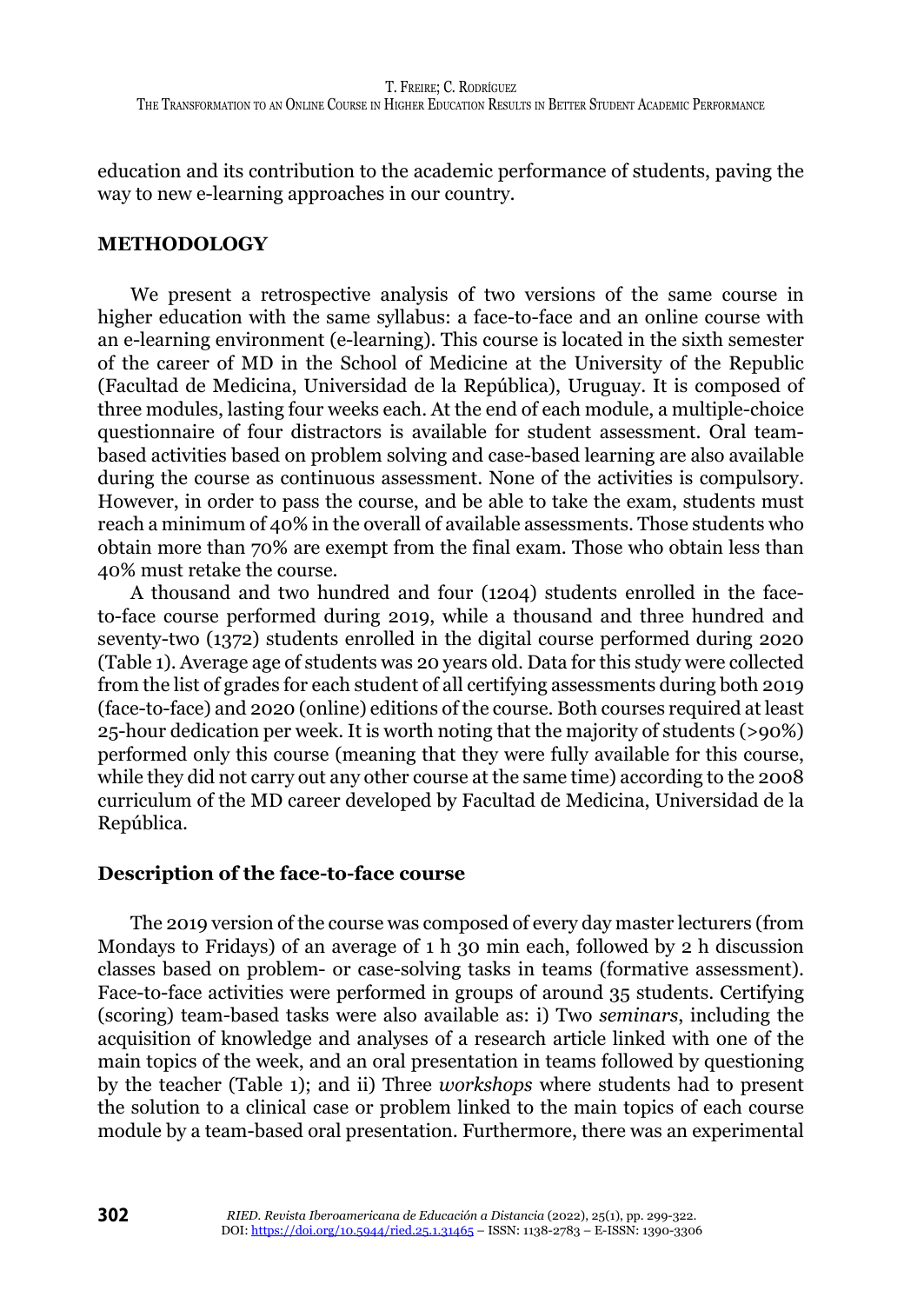education and its contribution to the academic performance of students, paving the way to new e-learning approaches in our country.

## METHODOLOGY

We present a retrospective analysis of two versions of the same course in higher education with the same syllabus: a face-to-face and an online course with an e-learning environment (e-learning). This course is located in the sixth semester of the career of MD in the School of Medicine at the University of the Republic (Facultad de Medicina, Universidad de la República), Uruguay. It is composed of three modules, lasting four weeks each. At the end of each module, a multiple-choice questionnaire of four distractors is available for student assessment. Oral team-based activities based on problem solving and case-based learning are also available during the course as continuous assessment. None of the activities is compulsory. However, in order to pass the course, and be able to take the exam, students must reach a minimum of 40% in the overall of available assessments. Those students who obtain more than 70% are exempt from the final exam. Those who obtain less than 40% must retake the course.

A thousand and two hundred and four (1204) students enrolled in the face-to-face course performed during 2019, while a thousand and three hundred and seventy-two (1372) students enrolled in the digital course performed during 2020 (Table 1). Average age of students was 20 years old. Data for this study were collected from the list of grades for each student of all certifying assessments during both 2019 (face-to-face) and 2020 (online) editions of the course. Both courses required at least 25-hour dedication per week. It is worth noting that the majority of students (>90%) performed only this course (meaning that they were fully available for this course, while they did not carry out any other course at the same time) according to the 2008 curriculum of the MD career developed by Facultad de Medicina, Universidad de la República.

### Description of the face-to-face course

The 2019 version of the course was composed of every day master lecturers (from Mondays to Fridays) of an average of 1 h 30 min each, followed by 2 h discussion classes based on problem- or case-solving tasks in teams (formative assessment). Face-to-face activities were performed in groups of around 35 students. Certifying (scoring) team-based tasks were also available as: i) Two *seminars*, including the acquisition of knowledge and analyses of a research article linked with one of the main topics of the week, and an oral presentation in teams followed by questioning by the teacher (Table 1); and ii) Three *workshops* where students had to present the solution to a clinical case or problem linked to the main topics of each course module by a team-based oral presentation. Furthermore, there was an experimental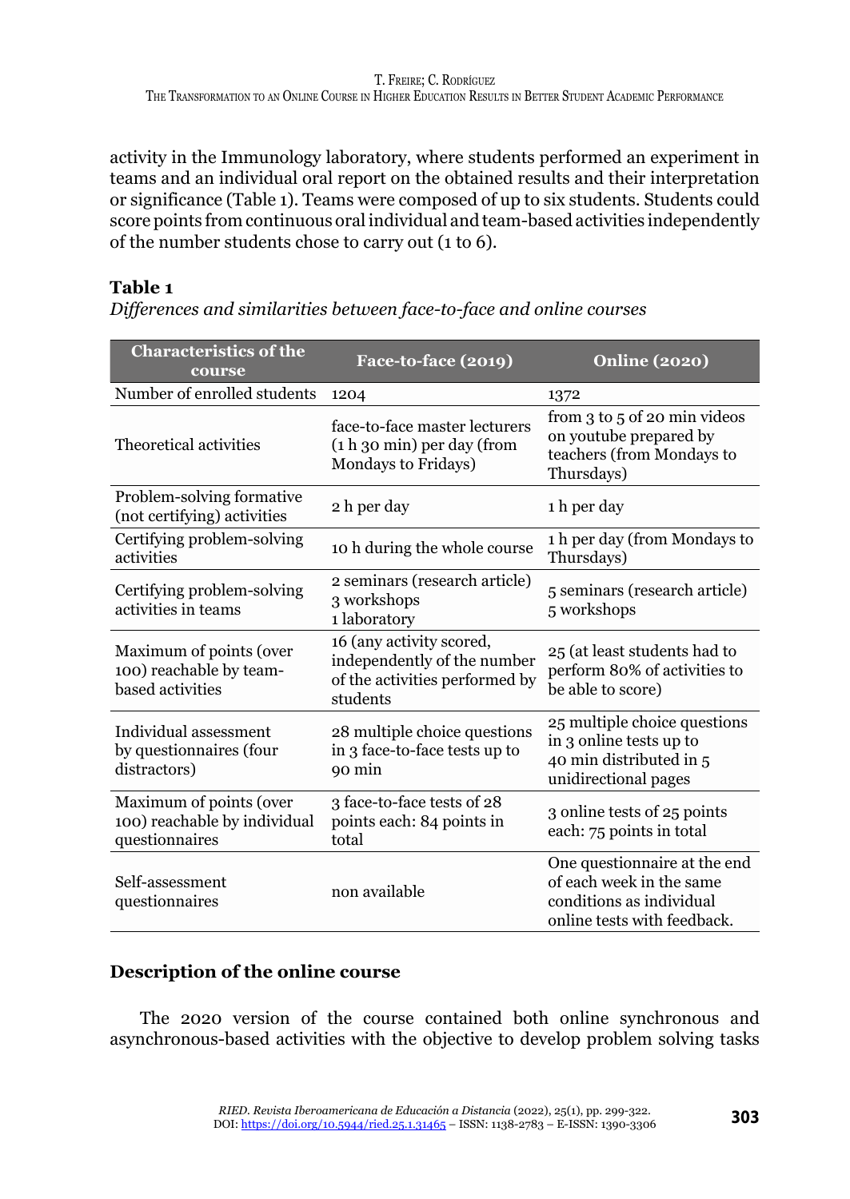activity in the Immunology laboratory, where students performed an experiment in teams and an individual oral report on the obtained results and their interpretation or significance (Table 1). Teams were composed of up to six students. Students could score points from continuous oral individual and team-based activities independently of the number students chose to carry out (1 to 6).

**Table 1**

*Differences and similarities between face-to-face and online courses*

| Characteristics of the course | Face-to-face (2019) | Online (2020) |
|---|---|---|
| Number of enrolled students | 1204 | 1372 |
| Theoretical activities | face-to-face master lecturers (1 h 30 min) per day (from Mondays to Fridays) | from 3 to 5 of 20 min videos on youtube prepared by teachers (from Mondays to Thursdays) |
| Problem-solving formative (not certifying) activities | 2 h per day | 1 h per day |
| Certifying problem-solving activities | 10 h during the whole course | 1 h per day (from Mondays to Thursdays) |
| Certifying problem-solving activities in teams | 2 seminars (research article)<br>3 workshops<br>1 laboratory | 5 seminars (research article)<br>5 workshops |
| Maximum of points (over 100) reachable by team-based activities | 16 (any activity scored, independently of the number of the activities performed by students | 25 (at least students had to perform 80% of activities to be able to score) |
| Individual assessment by questionnaires (four distractors) | 28 multiple choice questions in 3 face-to-face tests up to 90 min | 25 multiple choice questions in 3 online tests up to 40 min distributed in 5 unidirectional pages |
| Maximum of points (over 100) reachable by individual questionnaires | 3 face-to-face tests of 28 points each: 84 points in total | 3 online tests of 25 points each: 75 points in total |
| Self-assessment questionnaires | non available | One questionnaire at the end of each week in the same conditions as individual online tests with feedback. |

## Description of the online course

The 2020 version of the course contained both online synchronous and asynchronous-based activities with the objective to develop problem solving tasks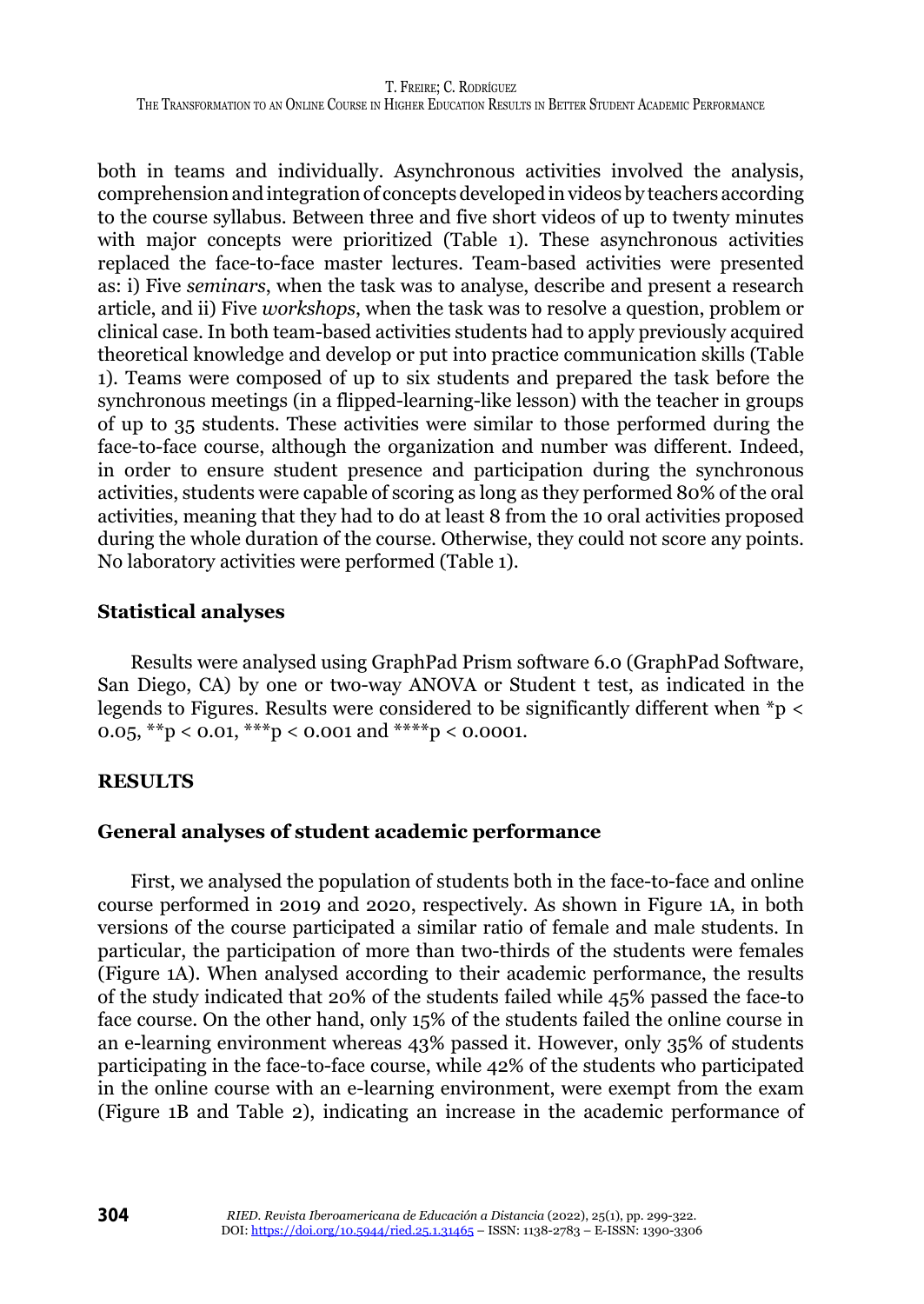both in teams and individually. Asynchronous activities involved the analysis, comprehension and integration of concepts developed in videos by teachers according to the course syllabus. Between three and five short videos of up to twenty minutes with major concepts were prioritized (Table 1). These asynchronous activities replaced the face-to-face master lectures. Team-based activities were presented as: i) Five *seminars*, when the task was to analyse, describe and present a research article, and ii) Five *workshops*, when the task was to resolve a question, problem or clinical case. In both team-based activities students had to apply previously acquired theoretical knowledge and develop or put into practice communication skills (Table 1). Teams were composed of up to six students and prepared the task before the synchronous meetings (in a flipped-learning-like lesson) with the teacher in groups of up to 35 students. These activities were similar to those performed during the face-to-face course, although the organization and number was different. Indeed, in order to ensure student presence and participation during the synchronous activities, students were capable of scoring as long as they performed 80% of the oral activities, meaning that they had to do at least 8 from the 10 oral activities proposed during the whole duration of the course. Otherwise, they could not score any points. No laboratory activities were performed (Table 1).

## Statistical analyses

Results were analysed using GraphPad Prism software 6.0 (GraphPad Software, San Diego, CA) by one or two-way ANOVA or Student t test, as indicated in the legends to Figures. Results were considered to be significantly different when *$p < 0.05$, **$p < 0.01$, ***$p < 0.001$ and ****$p < 0.0001$.

# RESULTS

## General analyses of student academic performance

First, we analysed the population of students both in the face-to-face and online course performed in 2019 and 2020, respectively. As shown in Figure 1A, in both versions of the course participated a similar ratio of female and male students. In particular, the participation of more than two-thirds of the students were females (Figure 1A). When analysed according to their academic performance, the results of the study indicated that 20% of the students failed while 45% passed the face-to face course. On the other hand, only 15% of the students failed the online course in an e-learning environment whereas 43% passed it. However, only 35% of students participating in the face-to-face course, while 42% of the students who participated in the online course with an e-learning environment, were exempt from the exam (Figure 1B and Table 2), indicating an increase in the academic performance of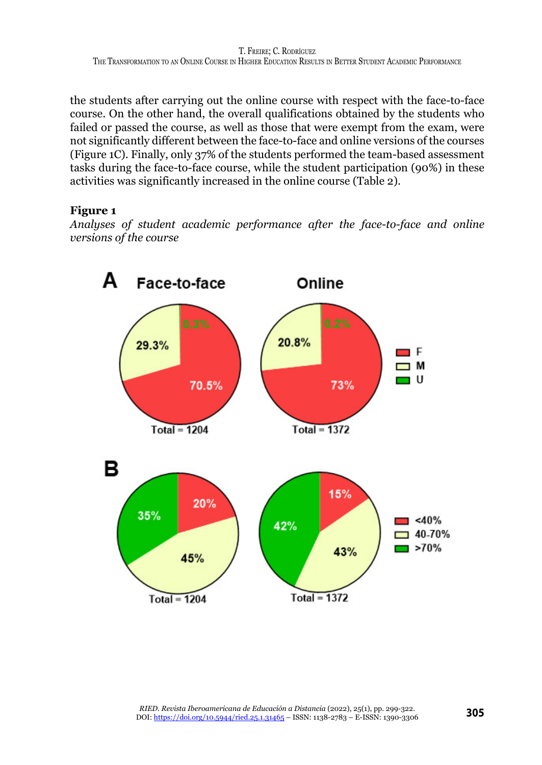the students after carrying out the online course with respect with the face-to-face course. On the other hand, the overall qualifications obtained by the students who failed or passed the course, as well as those that were exempt from the exam, were not significantly different between the face-to-face and online versions of the courses (Figure 1C). Finally, only 37% of the students performed the team-based assessment tasks during the face-to-face course, while the student participation (90%) in these activities was significantly increased in the online course (Table 2).

**Figure 1**

*Analyses of student academic performance after the face-to-face and online versions of the course*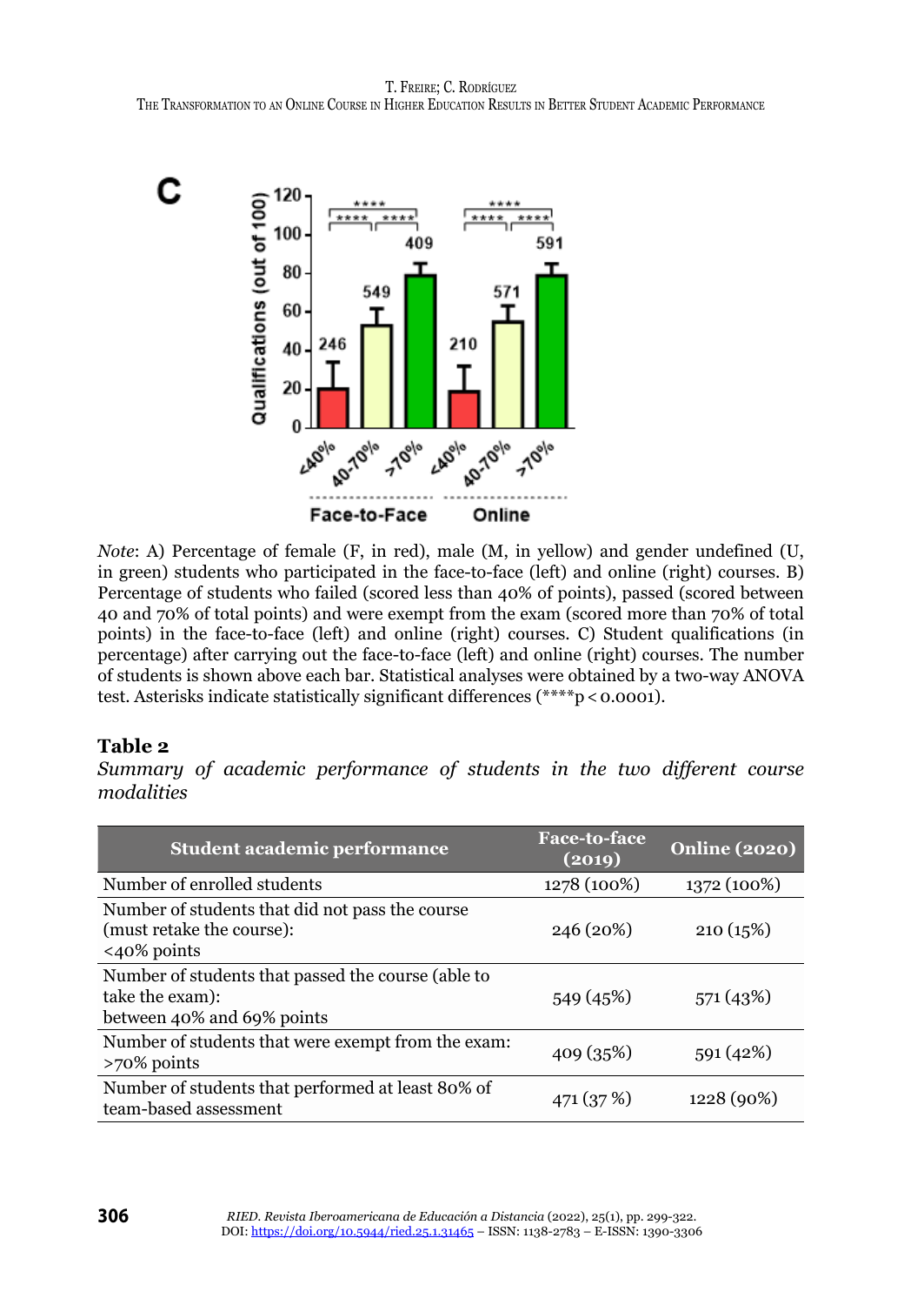*Note*: A) Percentage of female (F, in red), male (M, in yellow) and gender undefined (U, in green) students who participated in the face-to-face (left) and online (right) courses. B) Percentage of students who failed (scored less than 40% of points), passed (scored between 40 and 70% of total points) and were exempt from the exam (scored more than 70% of total points) in the face-to-face (left) and online (right) courses. C) Student qualifications (in percentage) after carrying out the face-to-face (left) and online (right) courses. The number of students is shown above each bar. Statistical analyses were obtained by a two-way ANOVA test. Asterisks indicate statistically significant differences (****p < 0.0001).

**Table 2**

*Summary of academic performance of students in the two different course modalities*

| Student academic performance | Face-to-face (2019) | Online (2020) |
|---|---|---|
| Number of enrolled students | 1278 (100%) | 1372 (100%) |
| Number of students that did not pass the course (must retake the course): <40% points | 246 (20%) | 210 (15%) |
| Number of students that passed the course (able to take the exam): between 40% and 69% points | 549 (45%) | 571 (43%) |
| Number of students that were exempt from the exam: >70% points | 409 (35%) | 591 (42%) |
| Number of students that performed at least 80% of team-based assessment | 471 (37 %) | 1228 (90%) |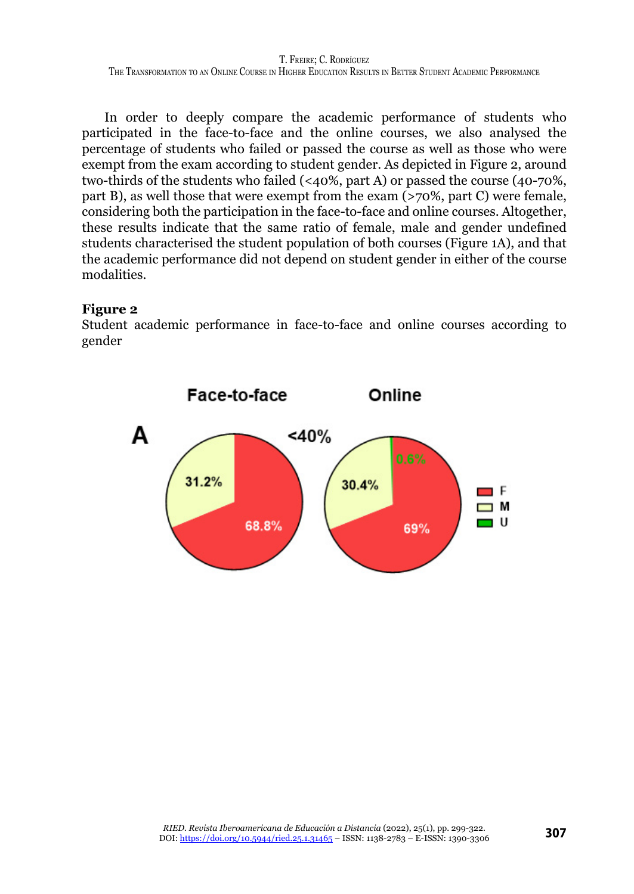In order to deeply compare the academic performance of students who participated in the face-to-face and the online courses, we also analysed the percentage of students who failed or passed the course as well as those who were exempt from the exam according to student gender. As depicted in Figure 2, around two-thirds of the students who failed (<40%, part A) or passed the course (40-70%, part B), as well those that were exempt from the exam (>70%, part C) were female, considering both the participation in the face-to-face and online courses. Altogether, these results indicate that the same ratio of female, male and gender undefined students characterised the student population of both courses (Figure 1A), and that the academic performance did not depend on student gender in either of the course modalities.

**Figure 2**

Student academic performance in face-to-face and online courses according to gender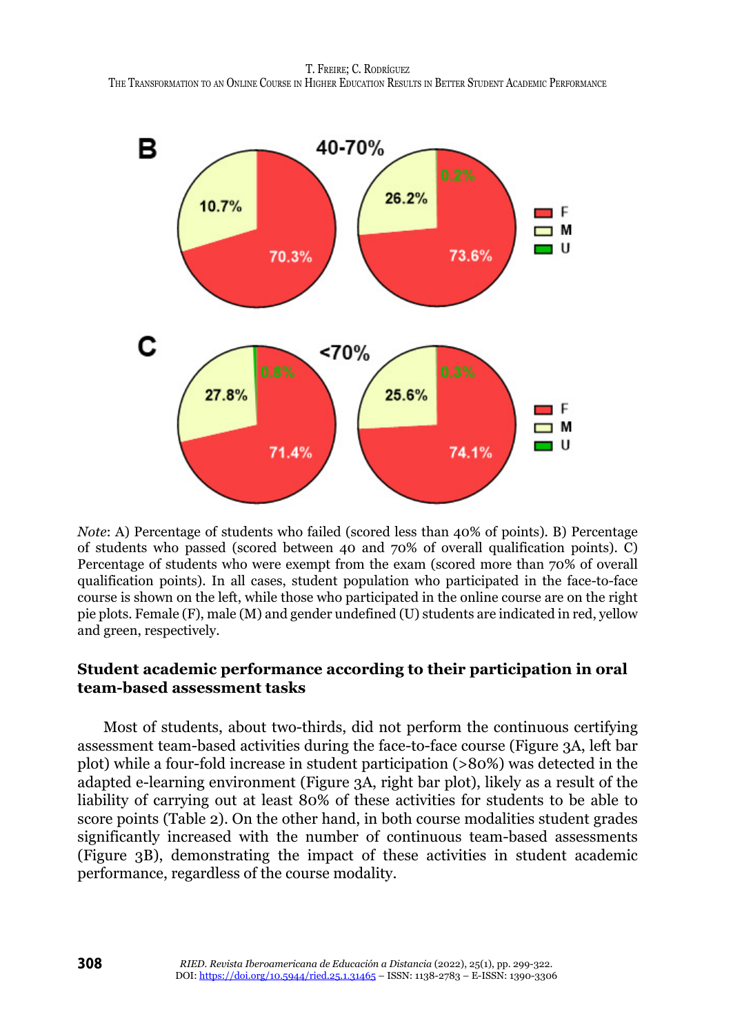*Note*: A) Percentage of students who failed (scored less than 40% of points). B) Percentage of students who passed (scored between 40 and 70% of overall qualification points). C) Percentage of students who were exempt from the exam (scored more than 70% of overall qualification points). In all cases, student population who participated in the face-to-face course is shown on the left, while those who participated in the online course are on the right pie plots. Female (F), male (M) and gender undefined (U) students are indicated in red, yellow and green, respectively.

### Student academic performance according to their participation in oral team-based assessment tasks

Most of students, about two-thirds, did not perform the continuous certifying assessment team-based activities during the face-to-face course (Figure 3A, left bar plot) while a four-fold increase in student participation (>80%) was detected in the adapted e-learning environment (Figure 3A, right bar plot), likely as a result of the liability of carrying out at least 80% of these activities for students to be able to score points (Table 2). On the other hand, in both course modalities student grades significantly increased with the number of continuous team-based assessments (Figure 3B), demonstrating the impact of these activities in student academic performance, regardless of the course modality.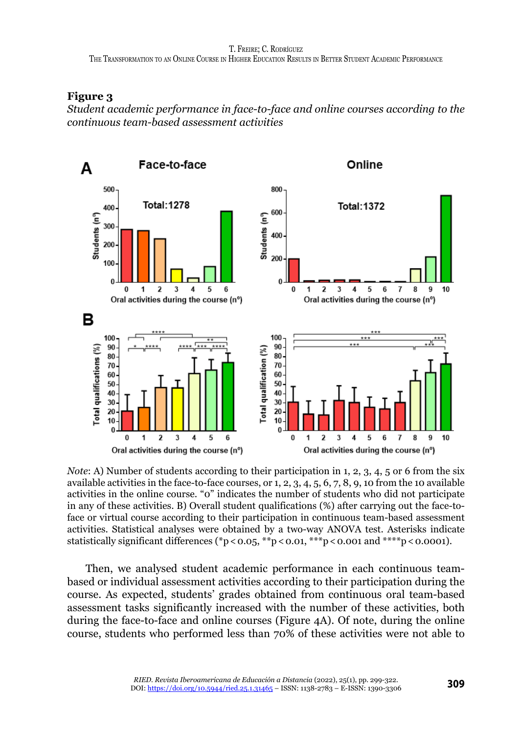**Figure 3**

*Student academic performance in face-to-face and online courses according to the continuous team-based assessment activities*

*Note*: A) Number of students according to their participation in 1, 2, 3, 4, 5 or 6 from the six available activities in the face-to-face courses, or 1, 2, 3, 4, 5, 6, 7, 8, 9, 10 from the 10 available activities in the online course. "0" indicates the number of students who did not participate in any of these activities. B) Overall student qualifications (%) after carrying out the face-to-face or virtual course according to their participation in continuous team-based assessment activities. Statistical analyses were obtained by a two-way ANOVA test. Asterisks indicate statistically significant differences (*p < 0.05, **p < 0.01, ***p < 0.001 and ****p < 0.0001).

Then, we analysed student academic performance in each continuous team-based or individual assessment activities according to their participation during the course. As expected, students' grades obtained from continuous oral team-based assessment tasks significantly increased with the number of these activities, both during the face-to-face and online courses (Figure 4A). Of note, during the online course, students who performed less than 70% of these activities were not able to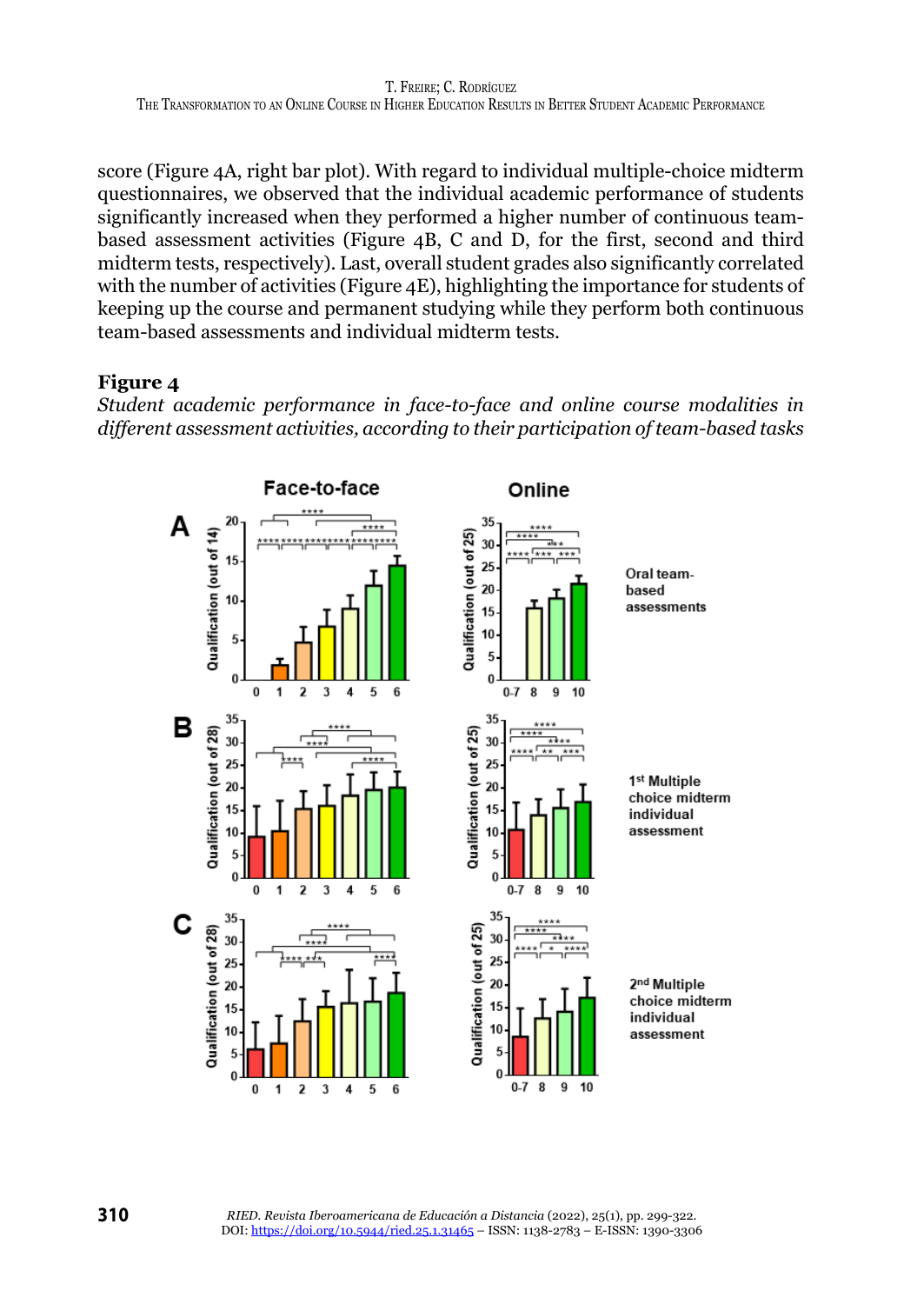score (Figure 4A, right bar plot). With regard to individual multiple-choice midterm questionnaires, we observed that the individual academic performance of students significantly increased when they performed a higher number of continuous team-based assessment activities (Figure 4B, C and D, for the first, second and third midterm tests, respectively). Last, overall student grades also significantly correlated with the number of activities (Figure 4E), highlighting the importance for students of keeping up the course and permanent studying while they perform both continuous team-based assessments and individual midterm tests.

**Figure 4**

*Student academic performance in face-to-face and online course modalities in different assessment activities, according to their participation of team-based tasks*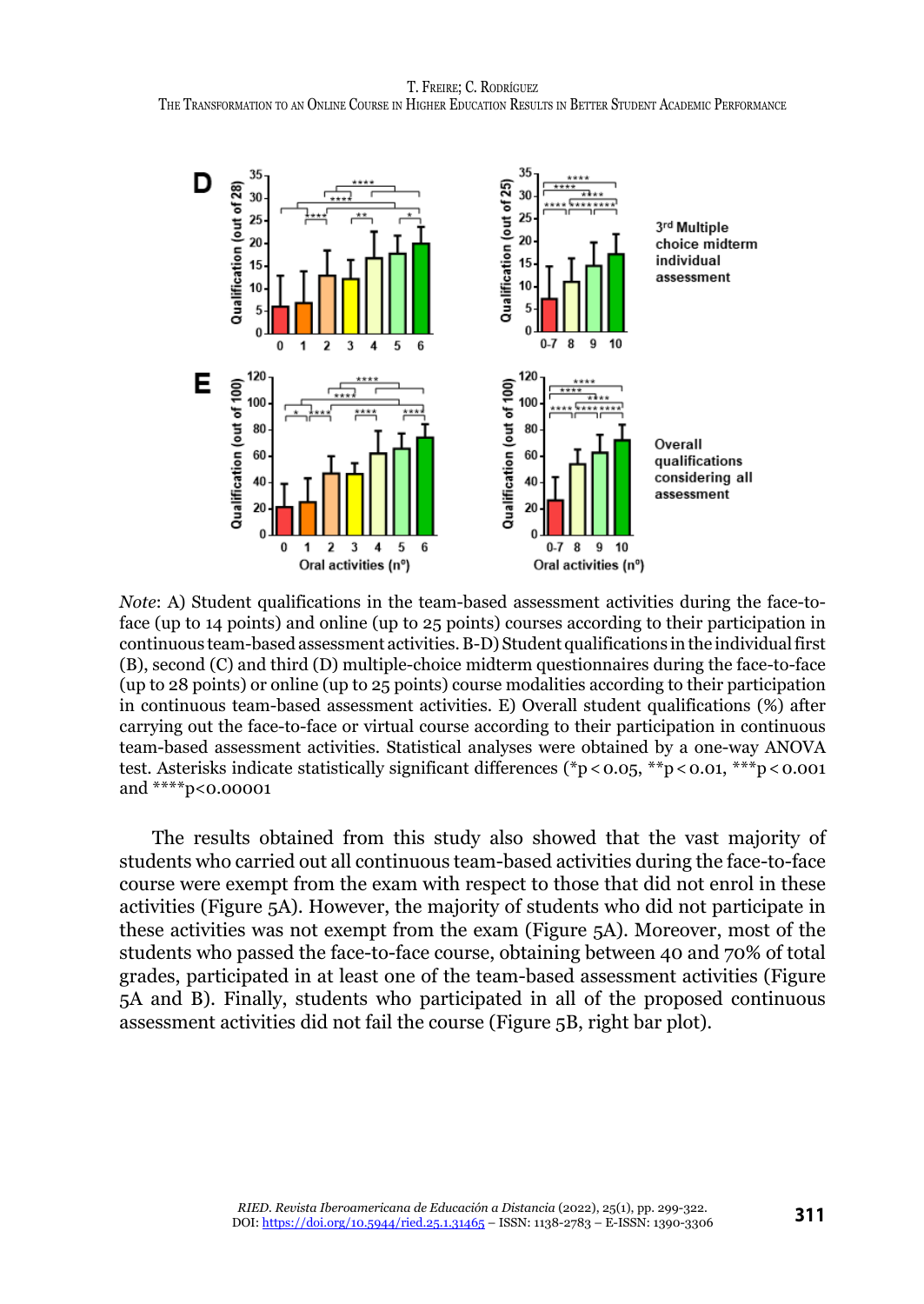*Note*: A) Student qualifications in the team-based assessment activities during the face-to-face (up to 14 points) and online (up to 25 points) courses according to their participation in continuous team-based assessment activities. B-D) Student qualifications in the individual first (B), second (C) and third (D) multiple-choice midterm questionnaires during the face-to-face (up to 28 points) or online (up to 25 points) course modalities according to their participation in continuous team-based assessment activities. E) Overall student qualifications (%) after carrying out the face-to-face or virtual course according to their participation in continuous team-based assessment activities. Statistical analyses were obtained by a one-way ANOVA test. Asterisks indicate statistically significant differences (*$p < 0.05$, **$p < 0.01$, ***$p < 0.001$ and ****$p < 0.00001$

The results obtained from this study also showed that the vast majority of students who carried out all continuous team-based activities during the face-to-face course were exempt from the exam with respect to those that did not enrol in these activities (Figure 5A). However, the majority of students who did not participate in these activities was not exempt from the exam (Figure 5A). Moreover, most of the students who passed the face-to-face course, obtaining between 40 and 70% of total grades, participated in at least one of the team-based assessment activities (Figure 5A and B). Finally, students who participated in all of the proposed continuous assessment activities did not fail the course (Figure 5B, right bar plot).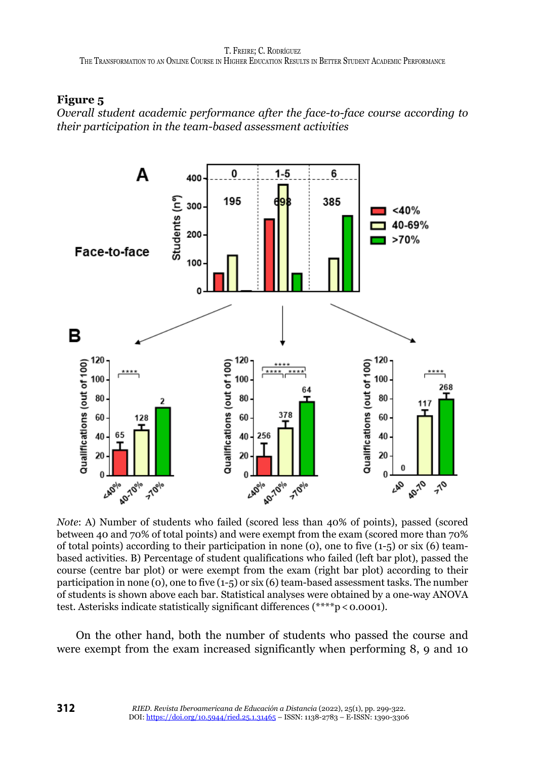**Figure 5**

*Overall student academic performance after the face-to-face course according to their participation in the team-based assessment activities*

*Note*: A) Number of students who failed (scored less than 40% of points), passed (scored between 40 and 70% of total points) and were exempt from the exam (scored more than 70% of total points) according to their participation in none (0), one to five (1-5) or six (6) team-based activities. B) Percentage of student qualifications who failed (left bar plot), passed the course (centre bar plot) or were exempt from the exam (right bar plot) according to their participation in none (0), one to five (1-5) or six (6) team-based assessment tasks. The number of students is shown above each bar. Statistical analyses were obtained by a one-way ANOVA test. Asterisks indicate statistically significant differences (****$p < 0.0001$).

On the other hand, both the number of students who passed the course and were exempt from the exam increased significantly when performing 8, 9 and 10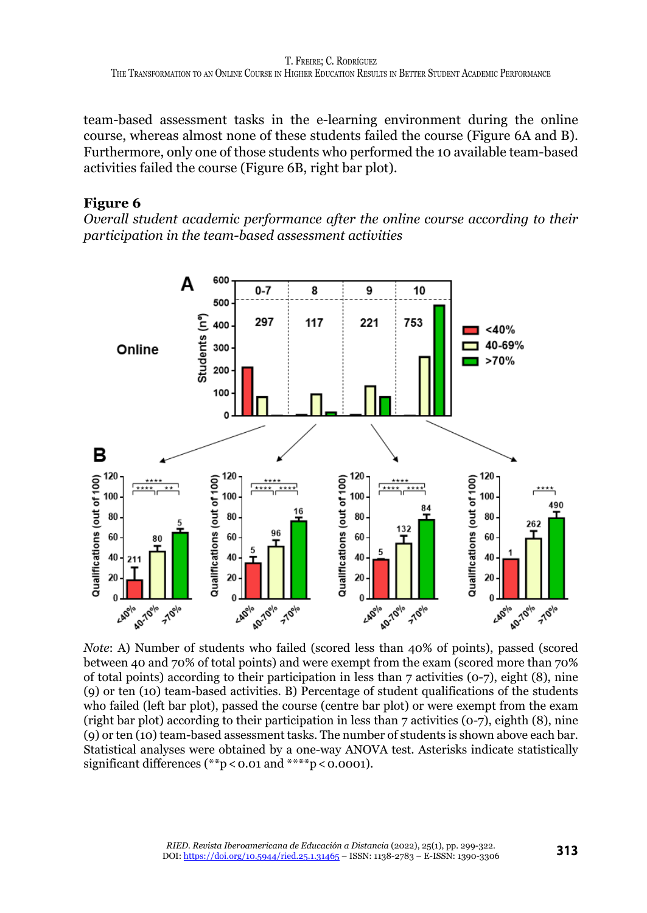team-based assessment tasks in the e-learning environment during the online course, whereas almost none of these students failed the course (Figure 6A and B). Furthermore, only one of those students who performed the 10 available team-based activities failed the course (Figure 6B, right bar plot).

**Figure 6**

*Overall student academic performance after the online course according to their participation in the team-based assessment activities*

*Note*: A) Number of students who failed (scored less than 40% of points), passed (scored between 40 and 70% of total points) and were exempt from the exam (scored more than 70% of total points) according to their participation in less than 7 activities (0-7), eight (8), nine (9) or ten (10) team-based activities. B) Percentage of student qualifications of the students who failed (left bar plot), passed the course (centre bar plot) or were exempt from the exam (right bar plot) according to their participation in less than 7 activities (0-7), eighth (8), nine (9) or ten (10) team-based assessment tasks. The number of students is shown above each bar. Statistical analyses were obtained by a one-way ANOVA test. Asterisks indicate statistically significant differences (**$p < 0.01$ and ****$p < 0.0001$).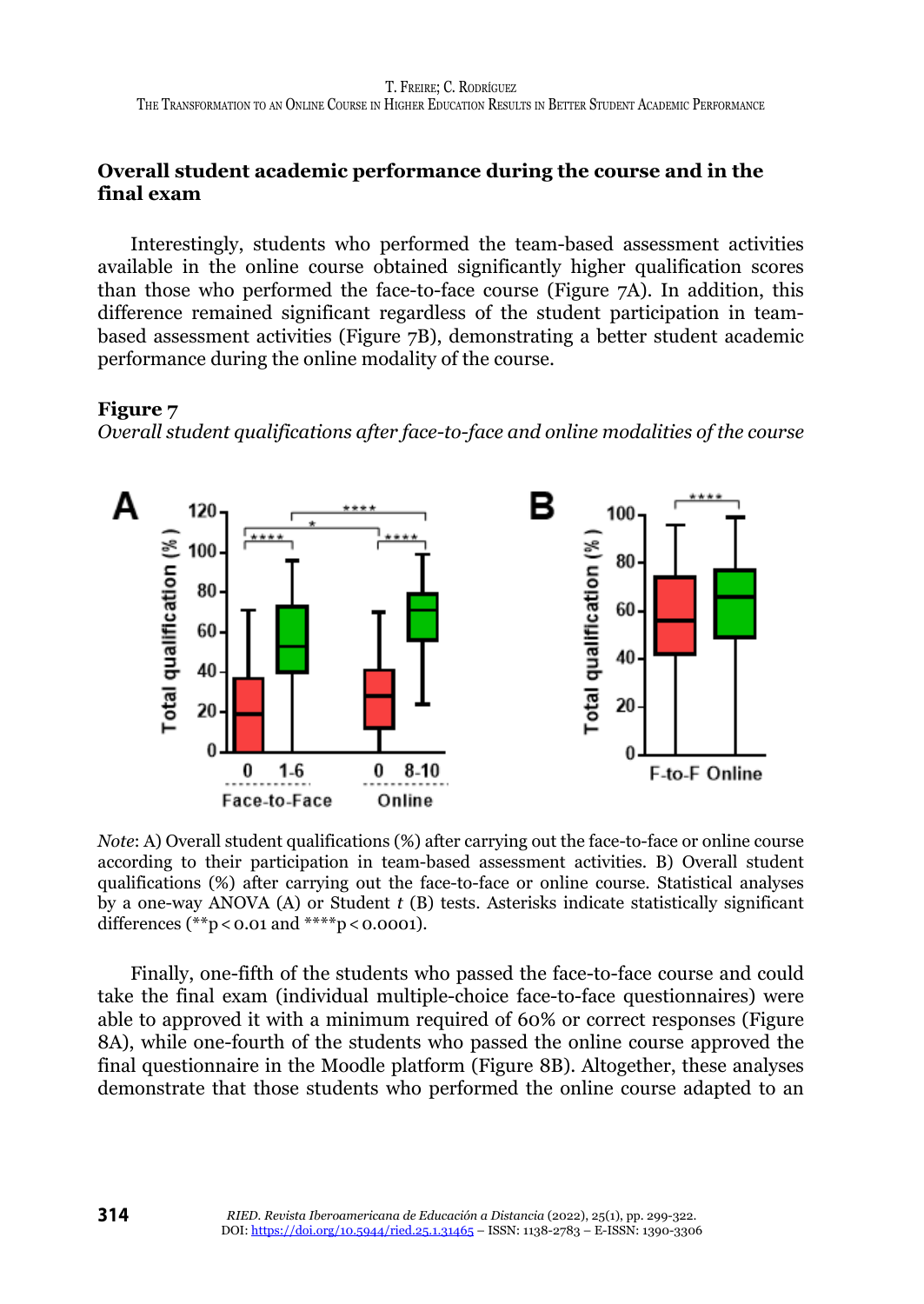## Overall student academic performance during the course and in the final exam

Interestingly, students who performed the team-based assessment activities available in the online course obtained significantly higher qualification scores than those who performed the face-to-face course (Figure 7A). In addition, this difference remained significant regardless of the student participation in team-based assessment activities (Figure 7B), demonstrating a better student academic performance during the online modality of the course.

**Figure 7**

*Overall student qualifications after face-to-face and online modalities of the course*

*Note*: A) Overall student qualifications (%) after carrying out the face-to-face or online course according to their participation in team-based assessment activities. B) Overall student qualifications (%) after carrying out the face-to-face or online course. Statistical analyses by a one-way ANOVA (A) or Student *t* (B) tests. Asterisks indicate statistically significant differences (**$p < 0.01$ and ****$p < 0.0001$).

Finally, one-fifth of the students who passed the face-to-face course and could take the final exam (individual multiple-choice face-to-face questionnaires) were able to approved it with a minimum required of 60% or correct responses (Figure 8A), while one-fourth of the students who passed the online course approved the final questionnaire in the Moodle platform (Figure 8B). Altogether, these analyses demonstrate that those students who performed the online course adapted to an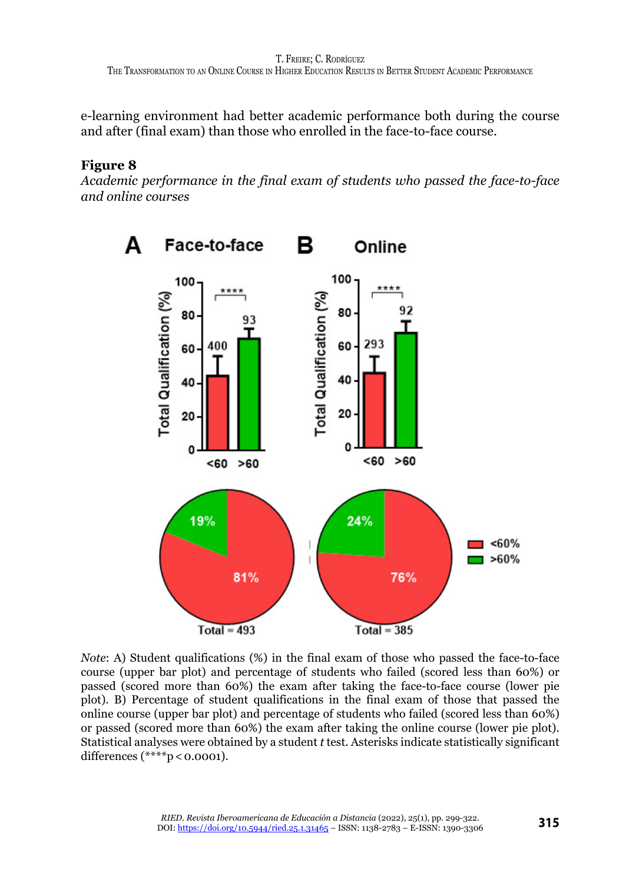e-learning environment had better academic performance both during the course and after (final exam) than those who enrolled in the face-to-face course.

**Figure 8**

*Academic performance in the final exam of students who passed the face-to-face and online courses*

*Note*: A) Student qualifications (%) in the final exam of those who passed the face-to-face course (upper bar plot) and percentage of students who failed (scored less than 60%) or passed (scored more than 60%) the exam after taking the face-to-face course (lower pie plot). B) Percentage of student qualifications in the final exam of those that passed the online course (upper bar plot) and percentage of students who failed (scored less than 60%) or passed (scored more than 60%) the exam after taking the online course (lower pie plot). Statistical analyses were obtained by a student *t* test. Asterisks indicate statistically significant differences (****$p < 0.0001$).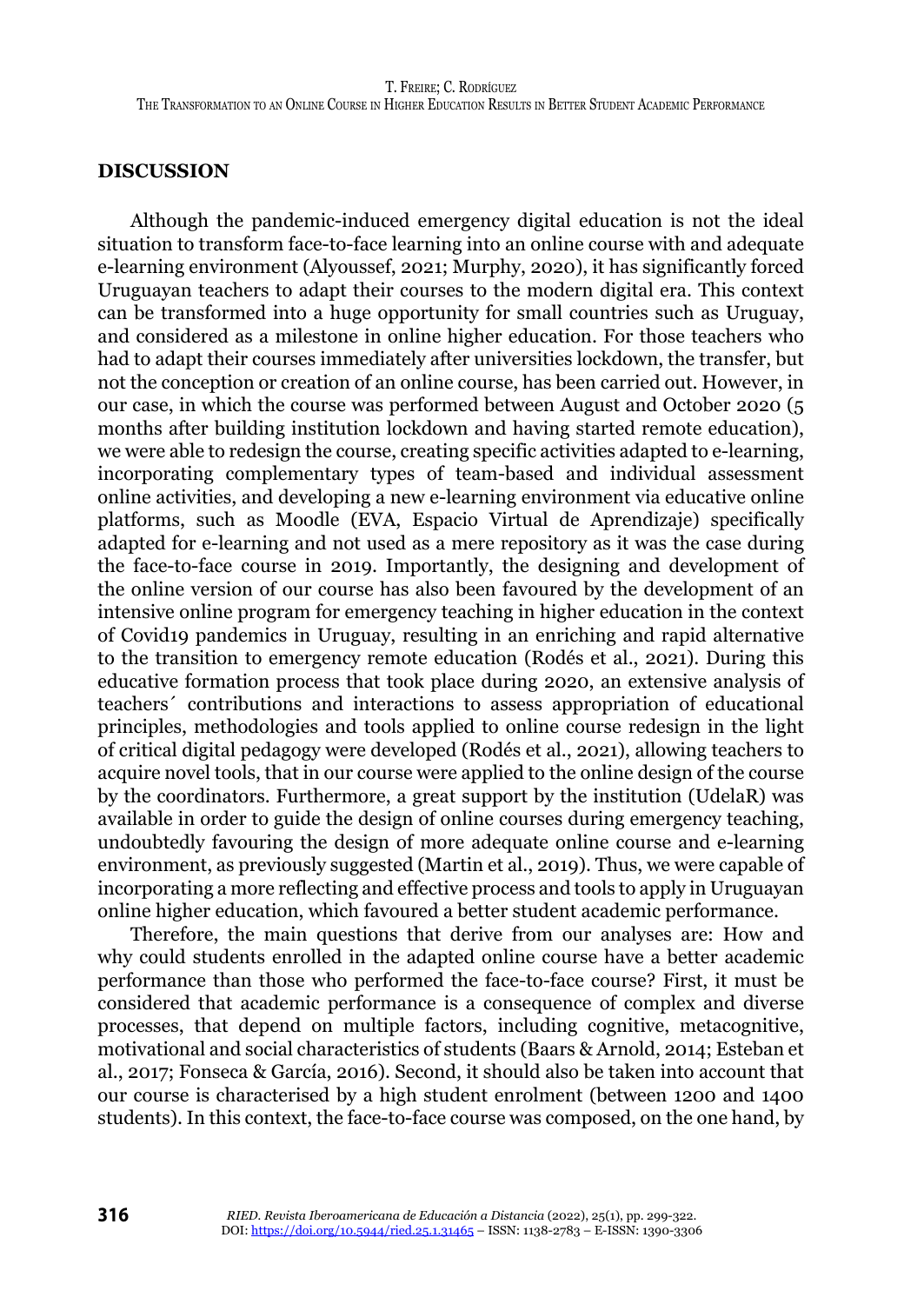## DISCUSSION

Although the pandemic-induced emergency digital education is not the ideal situation to transform face-to-face learning into an online course with and adequate e-learning environment (Alyoussef, 2021; Murphy, 2020), it has significantly forced Uruguayan teachers to adapt their courses to the modern digital era. This context can be transformed into a huge opportunity for small countries such as Uruguay, and considered as a milestone in online higher education. For those teachers who had to adapt their courses immediately after universities lockdown, the transfer, but not the conception or creation of an online course, has been carried out. However, in our case, in which the course was performed between August and October 2020 (5 months after building institution lockdown and having started remote education), we were able to redesign the course, creating specific activities adapted to e-learning, incorporating complementary types of team-based and individual assessment online activities, and developing a new e-learning environment via educative online platforms, such as Moodle (EVA, Espacio Virtual de Aprendizaje) specifically adapted for e-learning and not used as a mere repository as it was the case during the face-to-face course in 2019. Importantly, the designing and development of the online version of our course has also been favoured by the development of an intensive online program for emergency teaching in higher education in the context of Covid19 pandemics in Uruguay, resulting in an enriching and rapid alternative to the transition to emergency remote education (Rodés et al., 2021). During this educative formation process that took place during 2020, an extensive analysis of teachers´ contributions and interactions to assess appropriation of educational principles, methodologies and tools applied to online course redesign in the light of critical digital pedagogy were developed (Rodés et al., 2021), allowing teachers to acquire novel tools, that in our course were applied to the online design of the course by the coordinators. Furthermore, a great support by the institution (UdelaR) was available in order to guide the design of online courses during emergency teaching, undoubtedly favouring the design of more adequate online course and e-learning environment, as previously suggested (Martin et al., 2019). Thus, we were capable of incorporating a more reflecting and effective process and tools to apply in Uruguayan online higher education, which favoured a better student academic performance.

Therefore, the main questions that derive from our analyses are: How and why could students enrolled in the adapted online course have a better academic performance than those who performed the face-to-face course? First, it must be considered that academic performance is a consequence of complex and diverse processes, that depend on multiple factors, including cognitive, metacognitive, motivational and social characteristics of students (Baars & Arnold, 2014; Esteban et al., 2017; Fonseca & García, 2016). Second, it should also be taken into account that our course is characterised by a high student enrolment (between 1200 and 1400 students). In this context, the face-to-face course was composed, on the one hand, by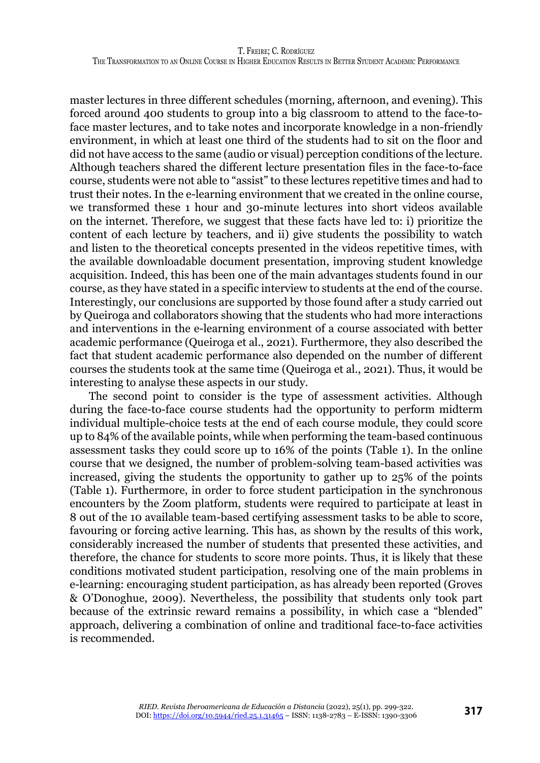master lectures in three different schedules (morning, afternoon, and evening). This forced around 400 students to group into a big classroom to attend to the face-to-face master lectures, and to take notes and incorporate knowledge in a non-friendly environment, in which at least one third of the students had to sit on the floor and did not have access to the same (audio or visual) perception conditions of the lecture. Although teachers shared the different lecture presentation files in the face-to-face course, students were not able to "assist" to these lectures repetitive times and had to trust their notes. In the e-learning environment that we created in the online course, we transformed these 1 hour and 30-minute lectures into short videos available on the internet. Therefore, we suggest that these facts have led to: i) prioritize the content of each lecture by teachers, and ii) give students the possibility to watch and listen to the theoretical concepts presented in the videos repetitive times, with the available downloadable document presentation, improving student knowledge acquisition. Indeed, this has been one of the main advantages students found in our course, as they have stated in a specific interview to students at the end of the course. Interestingly, our conclusions are supported by those found after a study carried out by Queiroga and collaborators showing that the students who had more interactions and interventions in the e-learning environment of a course associated with better academic performance (Queiroga et al., 2021). Furthermore, they also described the fact that student academic performance also depended on the number of different courses the students took at the same time (Queiroga et al., 2021). Thus, it would be interesting to analyse these aspects in our study.

The second point to consider is the type of assessment activities. Although during the face-to-face course students had the opportunity to perform midterm individual multiple-choice tests at the end of each course module, they could score up to 84% of the available points, while when performing the team-based continuous assessment tasks they could score up to 16% of the points (Table 1). In the online course that we designed, the number of problem-solving team-based activities was increased, giving the students the opportunity to gather up to 25% of the points (Table 1). Furthermore, in order to force student participation in the synchronous encounters by the Zoom platform, students were required to participate at least in 8 out of the 10 available team-based certifying assessment tasks to be able to score, favouring or forcing active learning. This has, as shown by the results of this work, considerably increased the number of students that presented these activities, and therefore, the chance for students to score more points. Thus, it is likely that these conditions motivated student participation, resolving one of the main problems in e-learning: encouraging student participation, as has already been reported (Groves & O'Donoghue, 2009). Nevertheless, the possibility that students only took part because of the extrinsic reward remains a possibility, in which case a "blended" approach, delivering a combination of online and traditional face-to-face activities is recommended.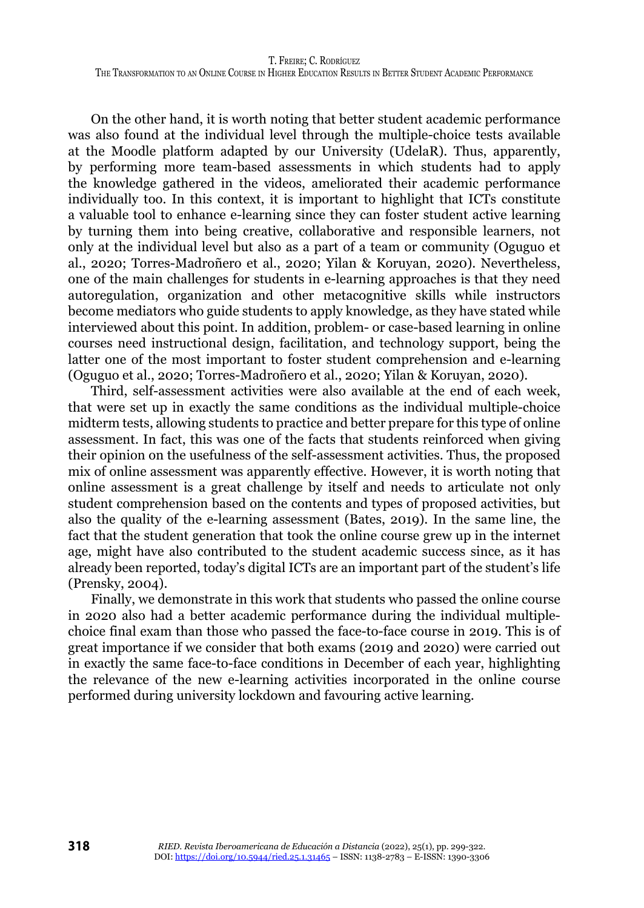On the other hand, it is worth noting that better student academic performance was also found at the individual level through the multiple-choice tests available at the Moodle platform adapted by our University (UdelaR). Thus, apparently, by performing more team-based assessments in which students had to apply the knowledge gathered in the videos, ameliorated their academic performance individually too. In this context, it is important to highlight that ICTs constitute a valuable tool to enhance e-learning since they can foster student active learning by turning them into being creative, collaborative and responsible learners, not only at the individual level but also as a part of a team or community (Oguguo et al., 2020; Torres-Madroñero et al., 2020; Yilan & Koruyan, 2020). Nevertheless, one of the main challenges for students in e-learning approaches is that they need autoregulation, organization and other metacognitive skills while instructors become mediators who guide students to apply knowledge, as they have stated while interviewed about this point. In addition, problem- or case-based learning in online courses need instructional design, facilitation, and technology support, being the latter one of the most important to foster student comprehension and e-learning (Oguguo et al., 2020; Torres-Madroñero et al., 2020; Yilan & Koruyan, 2020).

Third, self-assessment activities were also available at the end of each week, that were set up in exactly the same conditions as the individual multiple-choice midterm tests, allowing students to practice and better prepare for this type of online assessment. In fact, this was one of the facts that students reinforced when giving their opinion on the usefulness of the self-assessment activities. Thus, the proposed mix of online assessment was apparently effective. However, it is worth noting that online assessment is a great challenge by itself and needs to articulate not only student comprehension based on the contents and types of proposed activities, but also the quality of the e-learning assessment (Bates, 2019). In the same line, the fact that the student generation that took the online course grew up in the internet age, might have also contributed to the student academic success since, as it has already been reported, today's digital ICTs are an important part of the student's life (Prensky, 2004).

Finally, we demonstrate in this work that students who passed the online course in 2020 also had a better academic performance during the individual multiple-choice final exam than those who passed the face-to-face course in 2019. This is of great importance if we consider that both exams (2019 and 2020) were carried out in exactly the same face-to-face conditions in December of each year, highlighting the relevance of the new e-learning activities incorporated in the online course performed during university lockdown and favouring active learning.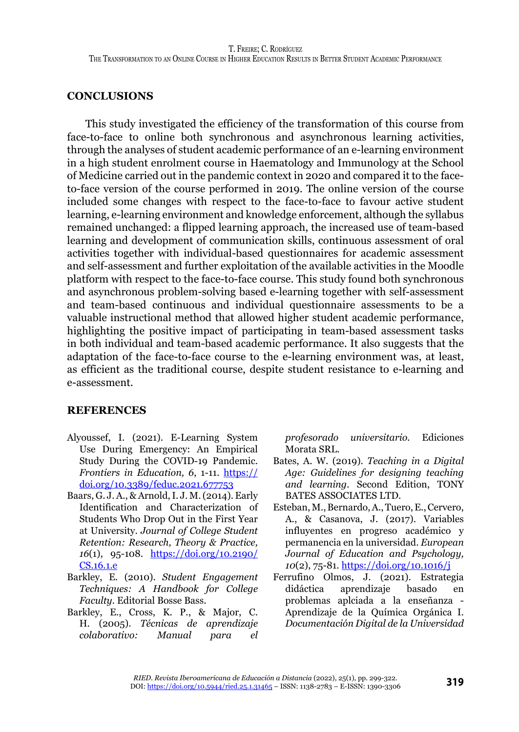## CONCLUSIONS

This study investigated the efficiency of the transformation of this course from face-to-face to online both synchronous and asynchronous learning activities, through the analyses of student academic performance of an e-learning environment in a high student enrolment course in Haematology and Immunology at the School of Medicine carried out in the pandemic context in 2020 and compared it to the face-to-face version of the course performed in 2019. The online version of the course included some changes with respect to the face-to-face to favour active student learning, e-learning environment and knowledge enforcement, although the syllabus remained unchanged: a flipped learning approach, the increased use of team-based learning and development of communication skills, continuous assessment of oral activities together with individual-based questionnaires for academic assessment and self-assessment and further exploitation of the available activities in the Moodle platform with respect to the face-to-face course. This study found both synchronous and asynchronous problem-solving based e-learning together with self-assessment and team-based continuous and individual questionnaire assessments to be a valuable instructional method that allowed higher student academic performance, highlighting the positive impact of participating in team-based assessment tasks in both individual and team-based academic performance. It also suggests that the adaptation of the face-to-face course to the e-learning environment was, at least, as efficient as the traditional course, despite student resistance to e-learning and e-assessment.

## REFERENCES

Alyoussef, I. (2021). E-Learning System Use During Emergency: An Empirical Study During the COVID-19 Pandemic. *Frontiers in Education, 6*, 1-11. https://doi.org/10.3389/feduc.2021.677753

Baars, G. J. A., & Arnold, I. J. M. (2014). Early Identification and Characterization of Students Who Drop Out in the First Year at University. *Journal of College Student Retention: Research, Theory & Practice, 16*(1), 95-108. https://doi.org/10.2190/CS.16.1.e

Barkley, E. (2010). *Student Engagement Techniques: A Handbook for College Faculty*. Editorial Bosse Bass.

Barkley, E., Cross, K. P., & Major, C. H. (2005). *Técnicas de aprendizaje colaborativo: Manual para el profesorado universitario*. Ediciones Morata SRL.

Bates, A. W. (2019). *Teaching in a Digital Age: Guidelines for designing teaching and learning*. Second Edition, TONY BATES ASSOCIATES LTD.

Esteban, M., Bernardo, A., Tuero, E., Cervero, A., & Casanova, J. (2017). Variables influyentes en progreso académico y permanencia en la universidad. *European Journal of Education and Psychology, 10*(2), 75-81. https://doi.org/10.1016/j

Ferrufino Olmos, J. (2021). Estrategia didáctica aprendizaje basado en problemas aplciada a la enseñanza - Aprendizaje de la Química Orgánica I. *Documentación Digital de la Universidad*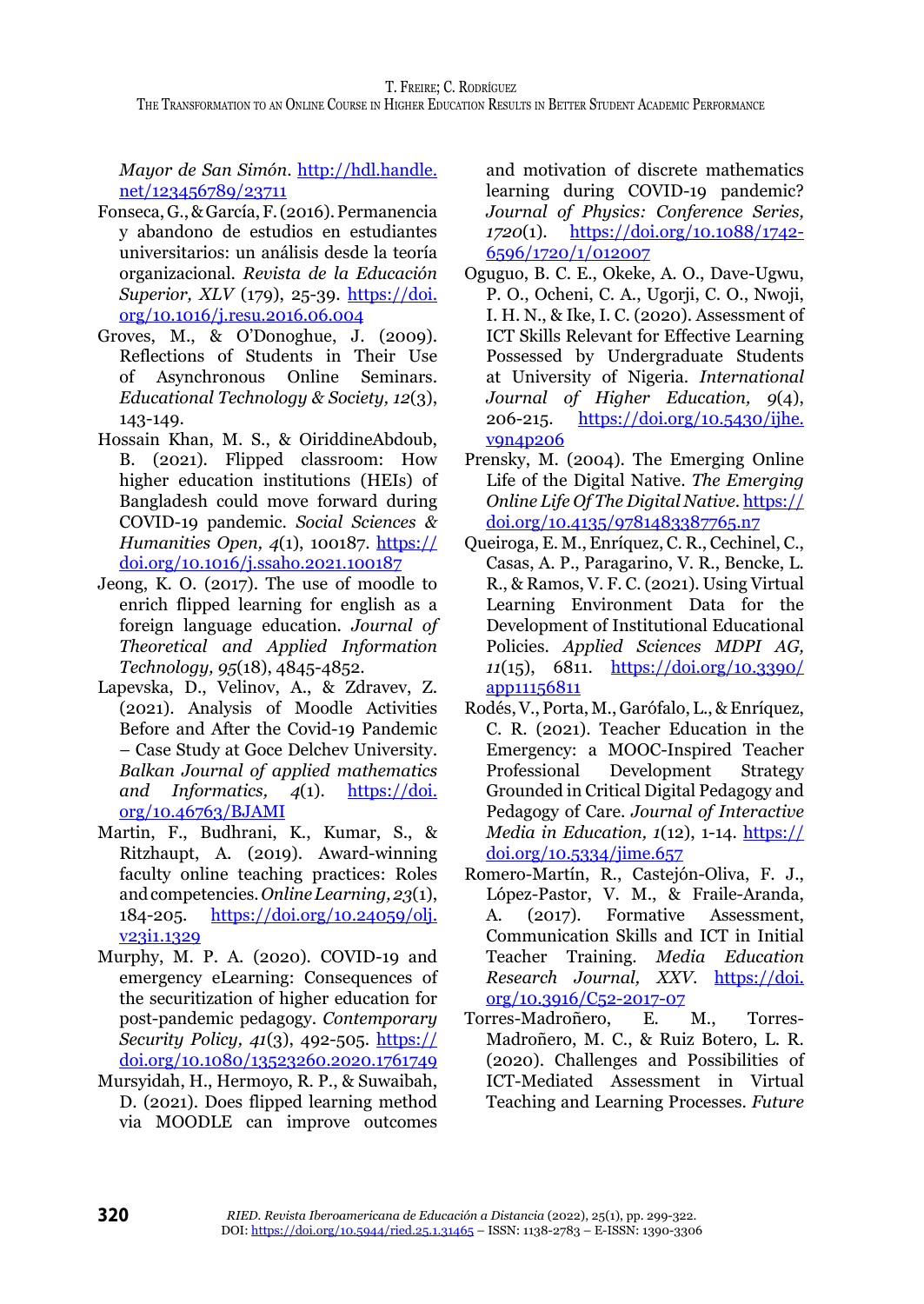*Mayor de San Simón*. http://hdl.handle.net/123456789/23711

Fonseca, G., & García, F. (2016). Permanencia y abandono de estudios en estudiantes universitarios: un análisis desde la teoría organizacional. *Revista de la Educación Superior, XLV* (179), 25-39. https://doi.org/10.1016/j.resu.2016.06.004

Groves, M., & O'Donoghue, J. (2009). Reflections of Students in Their Use of Asynchronous Online Seminars. *Educational Technology & Society, 12*(3), 143-149.

Hossain Khan, M. S., & OiriddineAbdoub, B. (2021). Flipped classroom: How higher education institutions (HEIs) of Bangladesh could move forward during COVID-19 pandemic. *Social Sciences & Humanities Open, 4*(1), 100187. https://doi.org/10.1016/j.ssaho.2021.100187

Jeong, K. O. (2017). The use of moodle to enrich flipped learning for english as a foreign language education. *Journal of Theoretical and Applied Information Technology, 95*(18), 4845-4852.

Lapevska, D., Velinov, A., & Zdravev, Z. (2021). Analysis of Moodle Activities Before and After the Covid-19 Pandemic – Case Study at Goce Delchev University. *Balkan Journal of applied mathematics and Informatics, 4*(1). https://doi.org/10.46763/BJAMI

Martin, F., Budhrani, K., Kumar, S., & Ritzhaupt, A. (2019). Award-winning faculty online teaching practices: Roles and competencies. *Online Learning, 23*(1), 184-205. https://doi.org/10.24059/olj.v23i1.1329

Murphy, M. P. A. (2020). COVID-19 and emergency eLearning: Consequences of the securitization of higher education for post-pandemic pedagogy. *Contemporary Security Policy, 41*(3), 492-505. https://doi.org/10.1080/13523260.2020.1761749

Mursyidah, H., Hermoyo, R. P., & Suwaibah, D. (2021). Does flipped learning method via MOODLE can improve outcomes and motivation of discrete mathematics learning during COVID-19 pandemic? *Journal of Physics: Conference Series, 1720*(1). https://doi.org/10.1088/1742-6596/1720/1/012007

Oguguo, B. C. E., Okeke, A. O., Dave-Ugwu, P. O., Ocheni, C. A., Ugorji, C. O., Nwoji, I. H. N., & Ike, I. C. (2020). Assessment of ICT Skills Relevant for Effective Learning Possessed by Undergraduate Students at University of Nigeria. *International Journal of Higher Education, 9*(4), 206-215. https://doi.org/10.5430/ijhe.v9n4p206

Prensky, M. (2004). The Emerging Online Life of the Digital Native. *The Emerging Online Life Of The Digital Native*. https://doi.org/10.4135/9781483387765.n7

Queiroga, E. M., Enríquez, C. R., Cechinel, C., Casas, A. P., Paragarino, V. R., Bencke, L. R., & Ramos, V. F. C. (2021). Using Virtual Learning Environment Data for the Development of Institutional Educational Policies. *Applied Sciences MDPI AG, 11*(15), 6811. https://doi.org/10.3390/app11156811

Rodés, V., Porta, M., Garófalo, L., & Enríquez, C. R. (2021). Teacher Education in the Emergency: a MOOC-Inspired Teacher Professional Development Strategy Grounded in Critical Digital Pedagogy and Pedagogy of Care. *Journal of Interactive Media in Education, 1*(12), 1-14. https://doi.org/10.5334/jime.657

Romero-Martín, R., Castejón-Oliva, F. J., López-Pastor, V. M., & Fraile-Aranda, A. (2017). Formative Assessment, Communication Skills and ICT in Initial Teacher Training. *Media Education Research Journal, XXV*. https://doi.org/10.3916/C52-2017-07

Torres-Madroñero, E. M., Torres-Madroñero, M. C., & Ruiz Botero, L. R. (2020). Challenges and Possibilities of ICT-Mediated Assessment in Virtual Teaching and Learning Processes. *Future*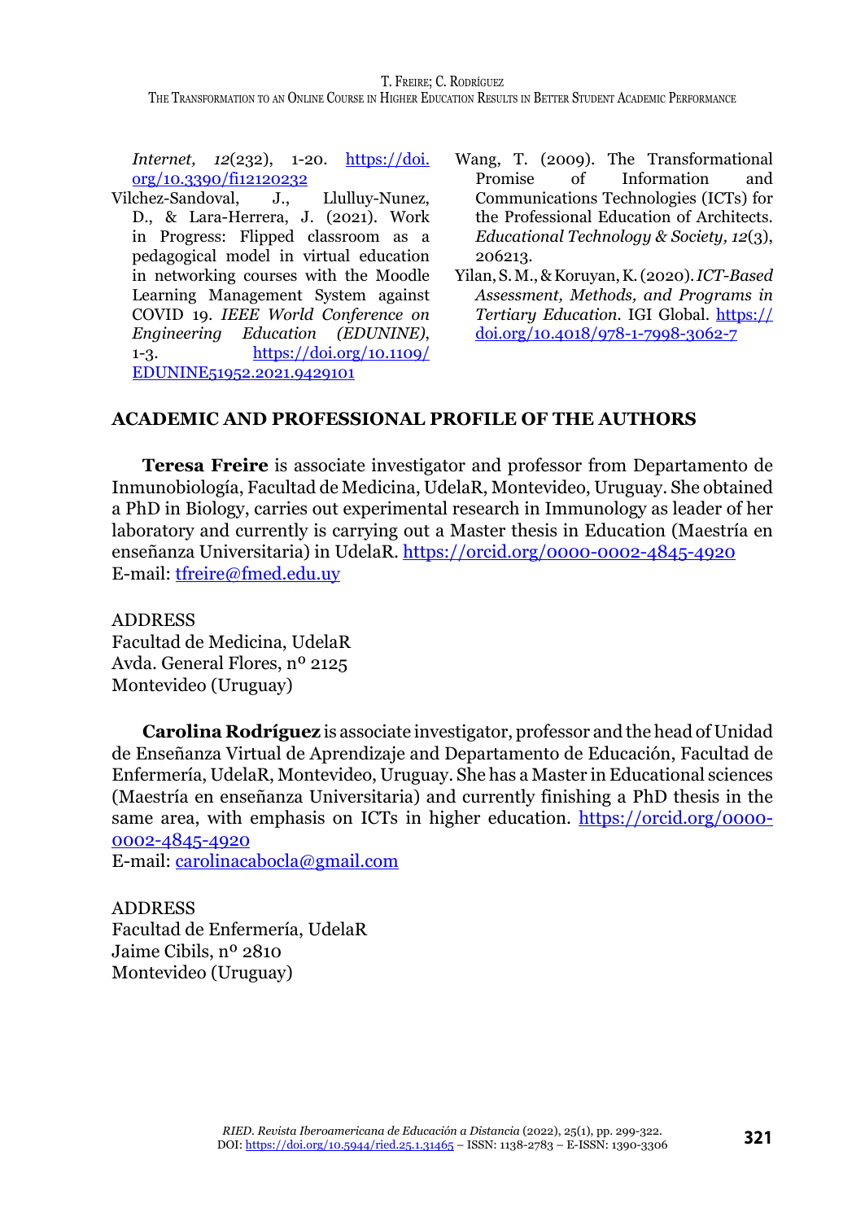Internet, 12(232), 1-20. https://doi.org/10.3390/fi12120232

Vilchez-Sandoval, J., Llulluy-Nunez, D., & Lara-Herrera, J. (2021). Work in Progress: Flipped classroom as a pedagogical model in virtual education in networking courses with the Moodle Learning Management System against COVID 19. *IEEE World Conference on Engineering Education (EDUNINE)*, 1-3. https://doi.org/10.1109/EDUNINE51952.2021.9429101

Wang, T. (2009). The Transformational Promise of Information and Communications Technologies (ICTs) for the Professional Education of Architects. *Educational Technology & Society, 12*(3), 206213.

Yilan, S. M., & Koruyan, K. (2020). *ICT-Based Assessment, Methods, and Programs in Tertiary Education*. IGI Global. https://doi.org/10.4018/978-1-7998-3062-7

## ACADEMIC AND PROFESSIONAL PROFILE OF THE AUTHORS

**Teresa Freire** is associate investigator and professor from Departamento de Inmunobiología, Facultad de Medicina, UdelaR, Montevideo, Uruguay. She obtained a PhD in Biology, carries out experimental research in Immunology as leader of her laboratory and currently is carrying out a Master thesis in Education (Maestría en enseñanza Universitaria) in UdelaR. https://orcid.org/0000-0002-4845-4920
E-mail: tfreire@fmed.edu.uy

ADDRESS
Facultad de Medicina, UdelaR
Avda. General Flores, nº 2125
Montevideo (Uruguay)

**Carolina Rodríguez** is associate investigator, professor and the head of Unidad de Enseñanza Virtual de Aprendizaje and Departamento de Educación, Facultad de Enfermería, UdelaR, Montevideo, Uruguay. She has a Master in Educational sciences (Maestría en enseñanza Universitaria) and currently finishing a PhD thesis in the same area, with emphasis on ICTs in higher education. https://orcid.org/0000-0002-4845-4920
E-mail: carolinacabocla@gmail.com

ADDRESS
Facultad de Enfermería, UdelaR
Jaime Cibils, nº 2810
Montevideo (Uruguay)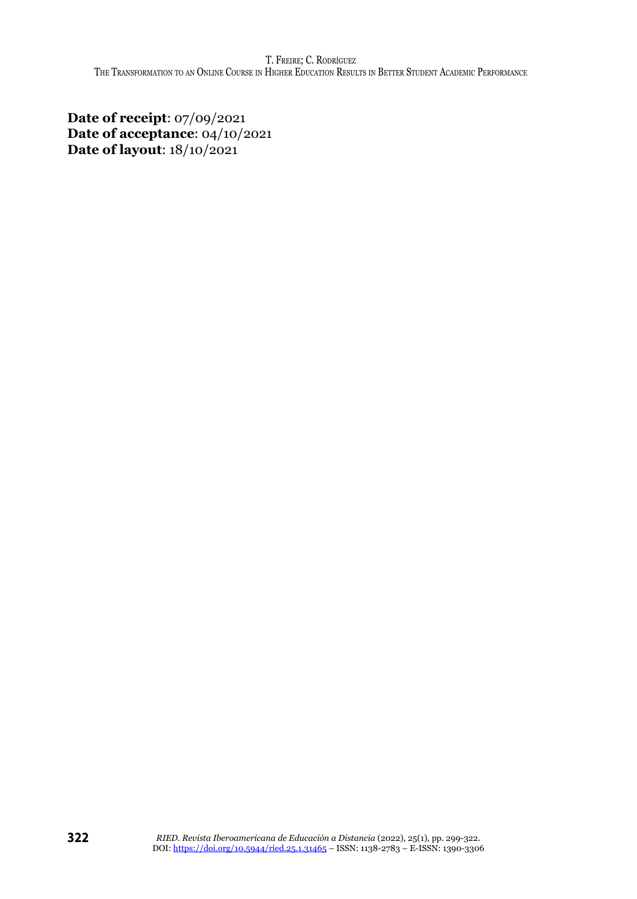**Date of receipt**: 07/09/2021
**Date of acceptance**: 04/10/2021
**Date of layout**: 18/10/2021